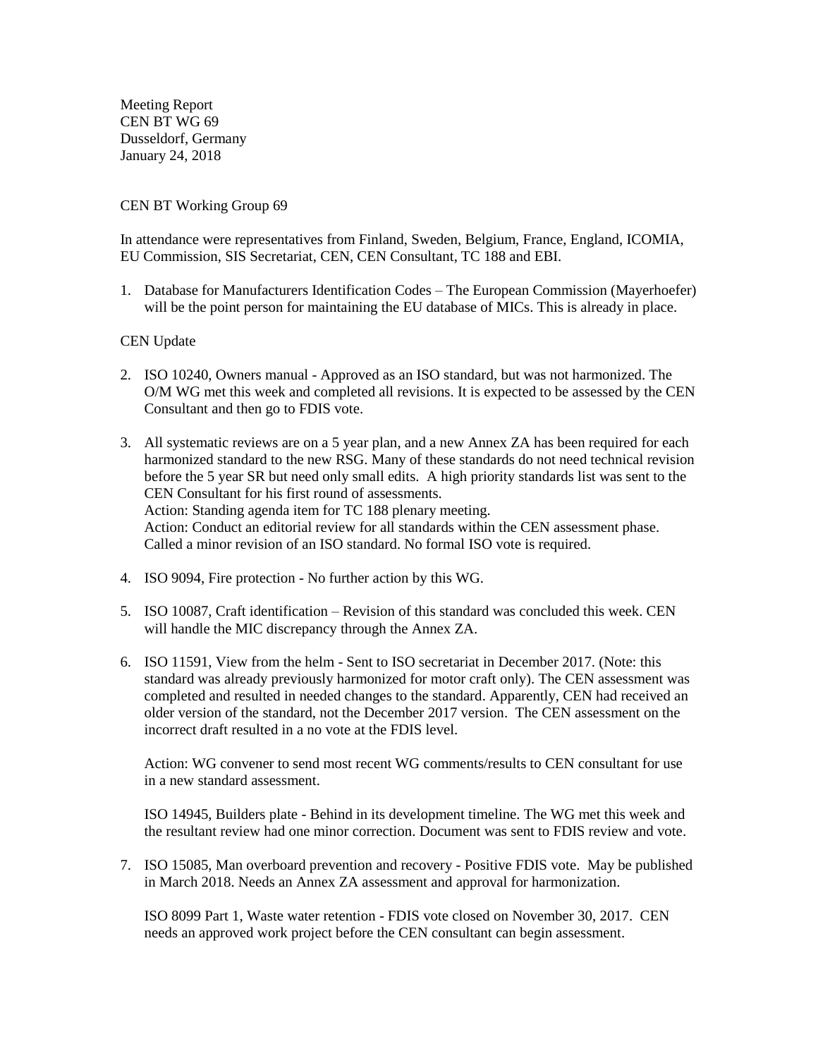Meeting Report
CEN BT WG 69
Dusseldorf, Germany
January 24, 2018

CEN BT Working Group 69

In attendance were representatives from Finland, Sweden, Belgium, France, England, ICOMIA, EU Commission, SIS Secretariat, CEN, CEN Consultant, TC 188 and EBI.

1. Database for Manufacturers Identification Codes – The European Commission (Mayerhoefer) will be the point person for maintaining the EU database of MICs. This is already in place.

CEN Update

2. ISO 10240, Owners manual - Approved as an ISO standard, but was not harmonized. The O/M WG met this week and completed all revisions. It is expected to be assessed by the CEN Consultant and then go to FDIS vote.

3. All systematic reviews are on a 5 year plan, and a new Annex ZA has been required for each harmonized standard to the new RSG. Many of these standards do not need technical revision before the 5 year SR but need only small edits. A high priority standards list was sent to the CEN Consultant for his first round of assessments.
   Action: Standing agenda item for TC 188 plenary meeting.
   Action: Conduct an editorial review for all standards within the CEN assessment phase. Called a minor revision of an ISO standard. No formal ISO vote is required.

4. ISO 9094, Fire protection - No further action by this WG.

5. ISO 10087, Craft identification – Revision of this standard was concluded this week. CEN will handle the MIC discrepancy through the Annex ZA.

6. ISO 11591, View from the helm - Sent to ISO secretariat in December 2017. (Note: this standard was already previously harmonized for motor craft only). The CEN assessment was completed and resulted in needed changes to the standard. Apparently, CEN had received an older version of the standard, not the December 2017 version. The CEN assessment on the incorrect draft resulted in a no vote at the FDIS level.

   Action: WG convener to send most recent WG comments/results to CEN consultant for use in a new standard assessment.

   ISO 14945, Builders plate - Behind in its development timeline. The WG met this week and the resultant review had one minor correction. Document was sent to FDIS review and vote.

7. ISO 15085, Man overboard prevention and recovery - Positive FDIS vote. May be published in March 2018. Needs an Annex ZA assessment and approval for harmonization.

   ISO 8099 Part 1, Waste water retention - FDIS vote closed on November 30, 2017. CEN needs an approved work project before the CEN consultant can begin assessment.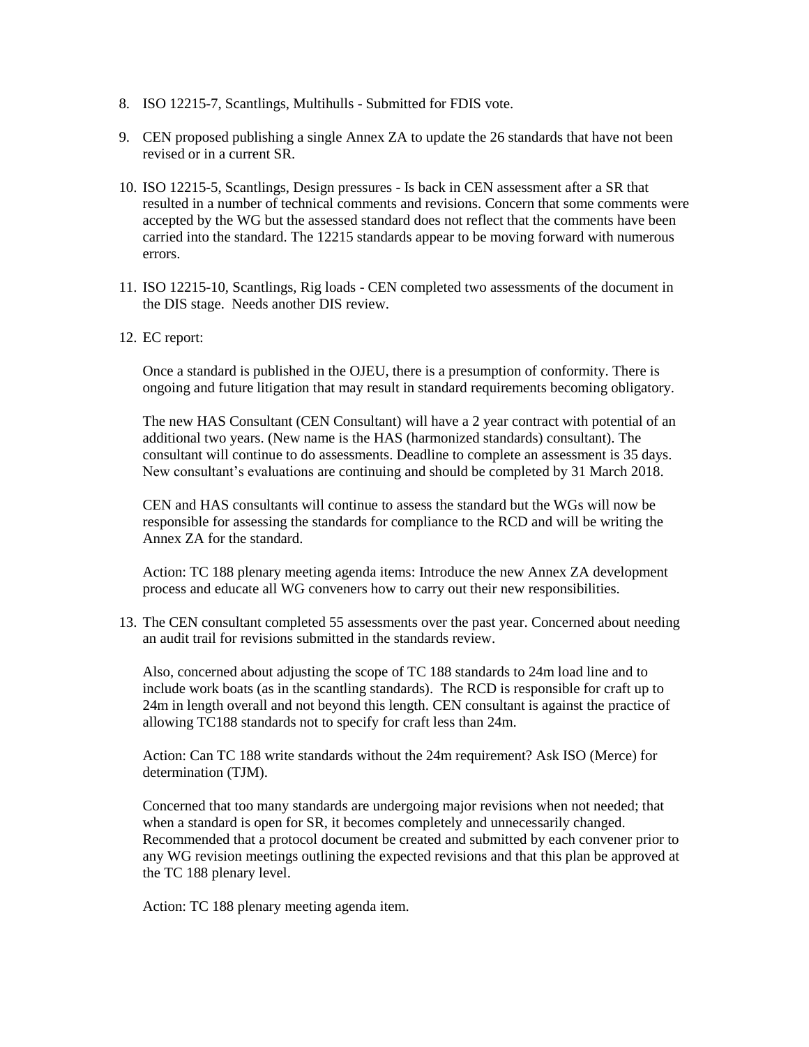8. ISO 12215-7, Scantlings, Multihulls - Submitted for FDIS vote.

9. CEN proposed publishing a single Annex ZA to update the 26 standards that have not been revised or in a current SR.

10. ISO 12215-5, Scantlings, Design pressures - Is back in CEN assessment after a SR that resulted in a number of technical comments and revisions. Concern that some comments were accepted by the WG but the assessed standard does not reflect that the comments have been carried into the standard. The 12215 standards appear to be moving forward with numerous errors.

11. ISO 12215-10, Scantlings, Rig loads - CEN completed two assessments of the document in the DIS stage. Needs another DIS review.

12. EC report:

    Once a standard is published in the OJEU, there is a presumption of conformity. There is ongoing and future litigation that may result in standard requirements becoming obligatory.

    The new HAS Consultant (CEN Consultant) will have a 2 year contract with potential of an additional two years. (New name is the HAS (harmonized standards) consultant). The consultant will continue to do assessments. Deadline to complete an assessment is 35 days. New consultant's evaluations are continuing and should be completed by 31 March 2018.

    CEN and HAS consultants will continue to assess the standard but the WGs will now be responsible for assessing the standards for compliance to the RCD and will be writing the Annex ZA for the standard.

    Action: TC 188 plenary meeting agenda items: Introduce the new Annex ZA development process and educate all WG conveners how to carry out their new responsibilities.

13. The CEN consultant completed 55 assessments over the past year. Concerned about needing an audit trail for revisions submitted in the standards review.

    Also, concerned about adjusting the scope of TC 188 standards to 24m load line and to include work boats (as in the scantling standards). The RCD is responsible for craft up to 24m in length overall and not beyond this length. CEN consultant is against the practice of allowing TC188 standards not to specify for craft less than 24m.

    Action: Can TC 188 write standards without the 24m requirement? Ask ISO (Merce) for determination (TJM).

    Concerned that too many standards are undergoing major revisions when not needed; that when a standard is open for SR, it becomes completely and unnecessarily changed. Recommended that a protocol document be created and submitted by each convener prior to any WG revision meetings outlining the expected revisions and that this plan be approved at the TC 188 plenary level.

    Action: TC 188 plenary meeting agenda item.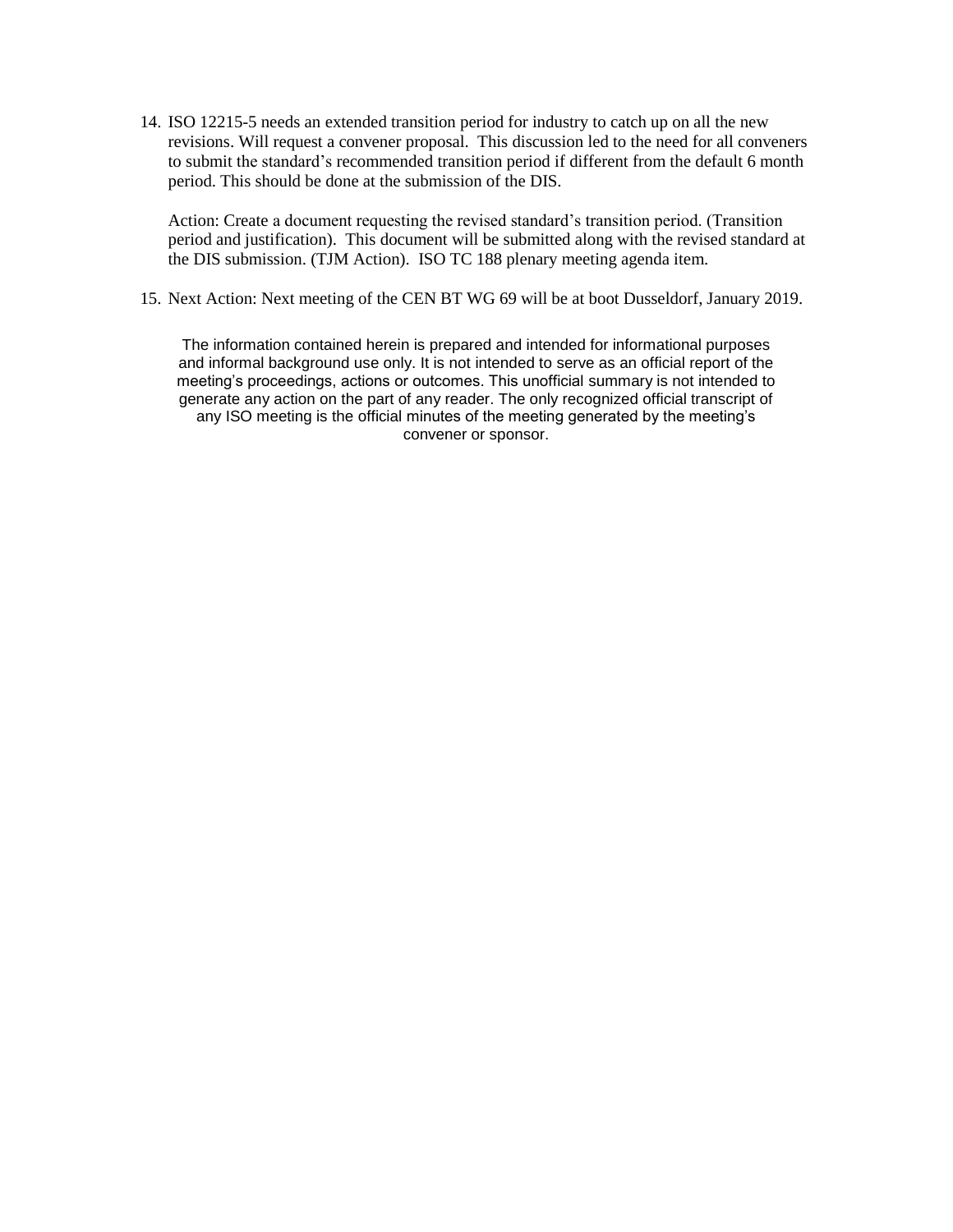14. ISO 12215-5 needs an extended transition period for industry to catch up on all the new revisions. Will request a convener proposal. This discussion led to the need for all conveners to submit the standard's recommended transition period if different from the default 6 month period. This should be done at the submission of the DIS.

    Action: Create a document requesting the revised standard's transition period. (Transition period and justification). This document will be submitted along with the revised standard at the DIS submission. (TJM Action). ISO TC 188 plenary meeting agenda item.

15. Next Action: Next meeting of the CEN BT WG 69 will be at boot Dusseldorf, January 2019.

The information contained herein is prepared and intended for informational purposes and informal background use only. It is not intended to serve as an official report of the meeting's proceedings, actions or outcomes. This unofficial summary is not intended to generate any action on the part of any reader. The only recognized official transcript of any ISO meeting is the official minutes of the meeting generated by the meeting's convener or sponsor.